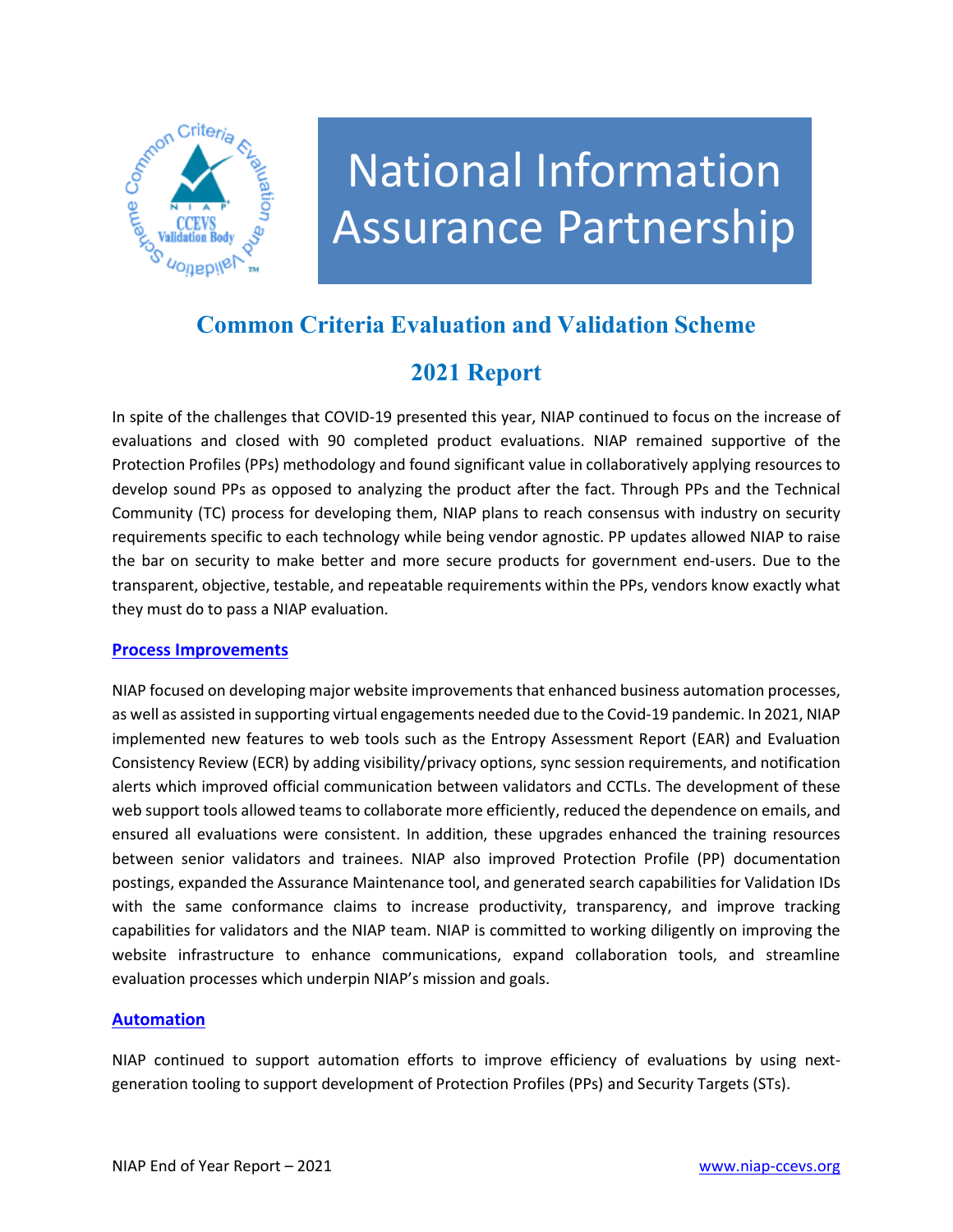# National Information Assurance Partnership

## Common Criteria Evaluation and Validation Scheme

## 2021 Report

In spite of the challenges that COVID-19 presented this year, NIAP continued to focus on the increase of evaluations and closed with 90 completed product evaluations. NIAP remained supportive of the Protection Profiles (PPs) methodology and found significant value in collaboratively applying resources to develop sound PPs as opposed to analyzing the product after the fact. Through PPs and the Technical Community (TC) process for developing them, NIAP plans to reach consensus with industry on security requirements specific to each technology while being vendor agnostic. PP updates allowed NIAP to raise the bar on security to make better and more secure products for government end-users. Due to the transparent, objective, testable, and repeatable requirements within the PPs, vendors know exactly what they must do to pass a NIAP evaluation.

### Process Improvements

NIAP focused on developing major website improvements that enhanced business automation processes, as well as assisted in supporting virtual engagements needed due to the Covid-19 pandemic. In 2021, NIAP implemented new features to web tools such as the Entropy Assessment Report (EAR) and Evaluation Consistency Review (ECR) by adding visibility/privacy options, sync session requirements, and notification alerts which improved official communication between validators and CCTLs. The development of these web support tools allowed teams to collaborate more efficiently, reduced the dependence on emails, and ensured all evaluations were consistent. In addition, these upgrades enhanced the training resources between senior validators and trainees. NIAP also improved Protection Profile (PP) documentation postings, expanded the Assurance Maintenance tool, and generated search capabilities for Validation IDs with the same conformance claims to increase productivity, transparency, and improve tracking capabilities for validators and the NIAP team. NIAP is committed to working diligently on improving the website infrastructure to enhance communications, expand collaboration tools, and streamline evaluation processes which underpin NIAP's mission and goals.

### Automation

NIAP continued to support automation efforts to improve efficiency of evaluations by using next-generation tooling to support development of Protection Profiles (PPs) and Security Targets (STs).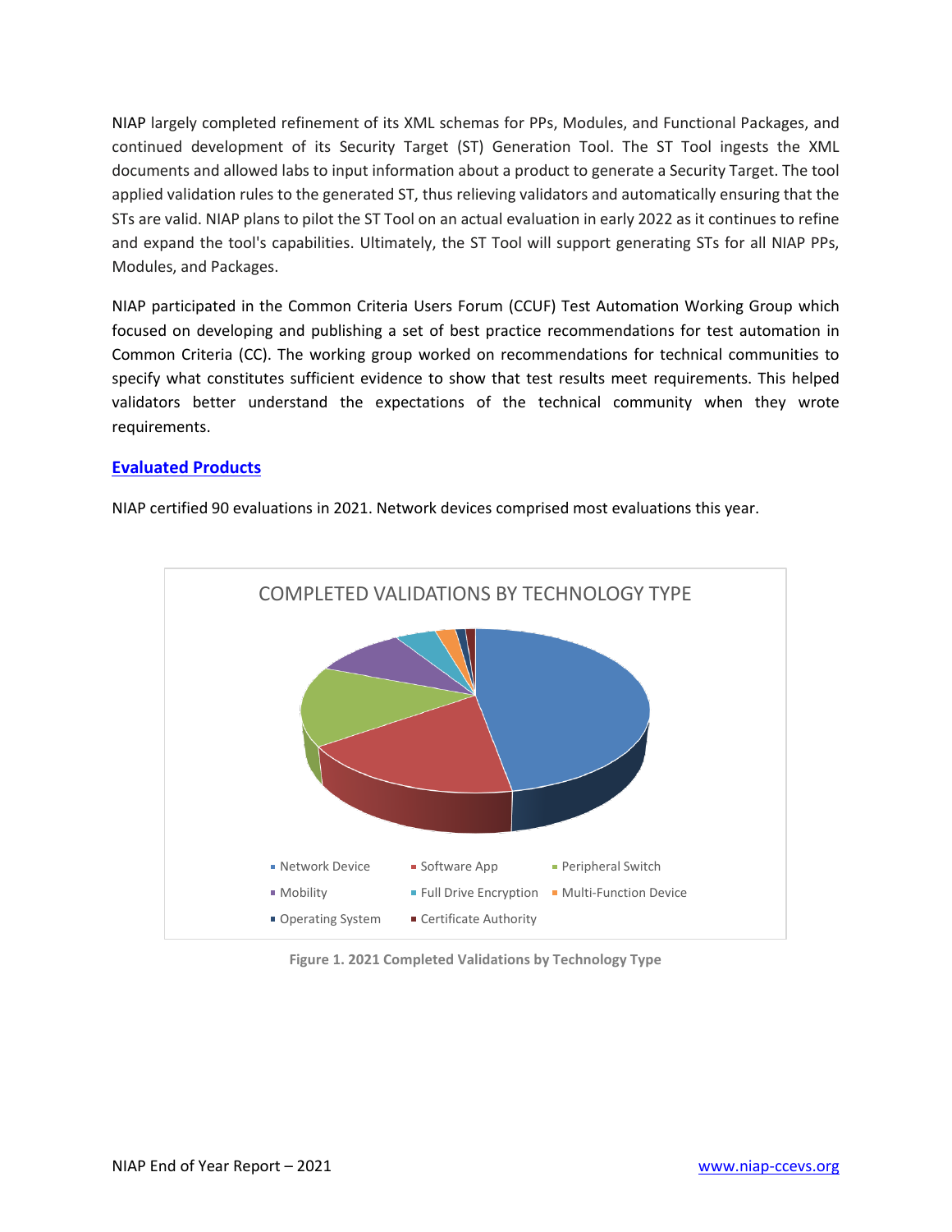NIAP largely completed refinement of its XML schemas for PPs, Modules, and Functional Packages, and continued development of its Security Target (ST) Generation Tool. The ST Tool ingests the XML documents and allowed labs to input information about a product to generate a Security Target. The tool applied validation rules to the generated ST, thus relieving validators and automatically ensuring that the STs are valid. NIAP plans to pilot the ST Tool on an actual evaluation in early 2022 as it continues to refine and expand the tool's capabilities. Ultimately, the ST Tool will support generating STs for all NIAP PPs, Modules, and Packages.

NIAP participated in the Common Criteria Users Forum (CCUF) Test Automation Working Group which focused on developing and publishing a set of best practice recommendations for test automation in Common Criteria (CC). The working group worked on recommendations for technical communities to specify what constitutes sufficient evidence to show that test results meet requirements. This helped validators better understand the expectations of the technical community when they wrote requirements.

## Evaluated Products

NIAP certified 90 evaluations in 2021. Network devices comprised most evaluations this year.

COMPLETED VALIDATIONS BY TECHNOLOGY TYPE

- Network Device
- Software App
- Peripheral Switch
- Mobility
- Full Drive Encryption
- Multi-Function Device
- Operating System
- Certificate Authority

Figure 1. 2021 Completed Validations by Technology Type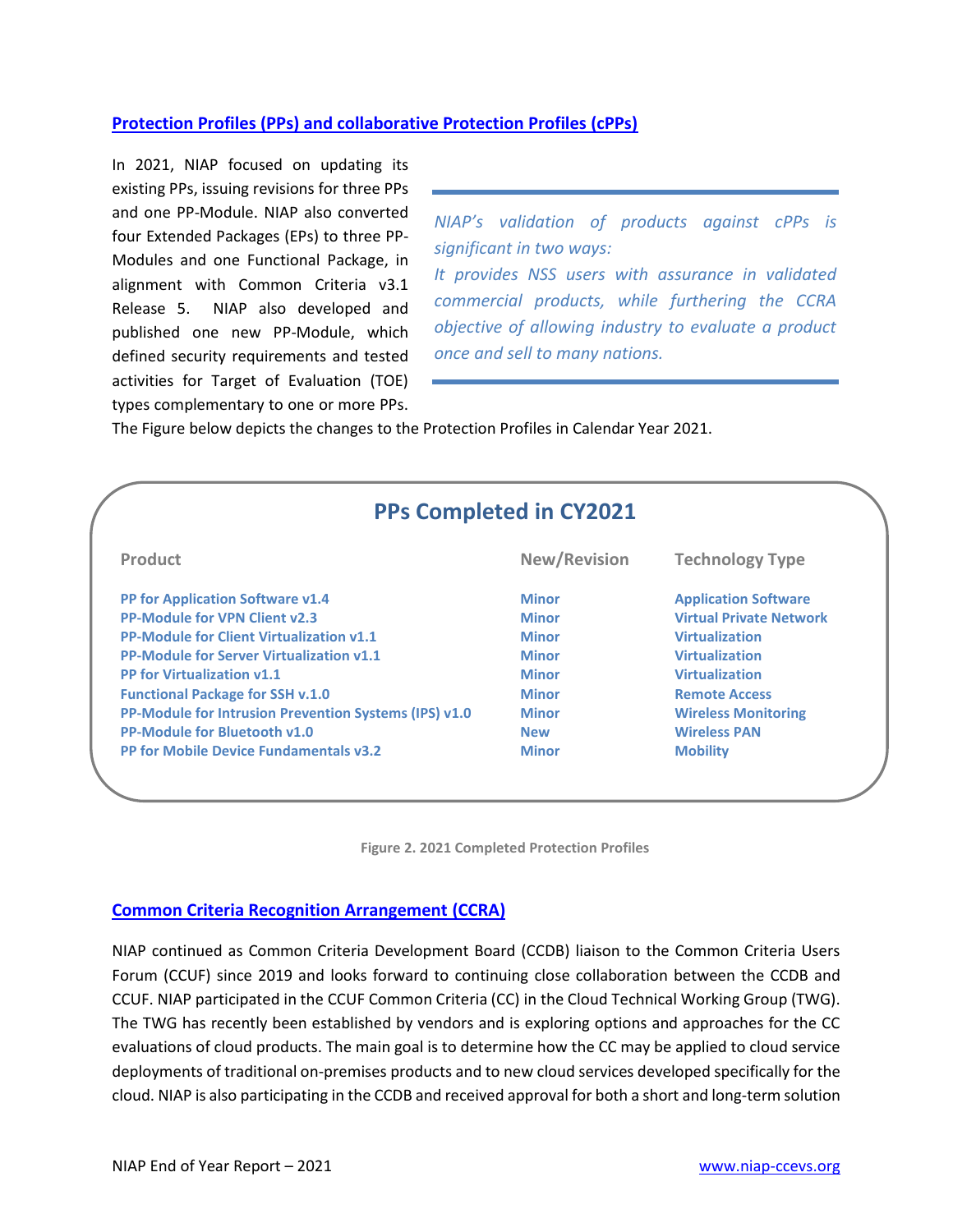## Protection Profiles (PPs) and collaborative Protection Profiles (cPPs)

In 2021, NIAP focused on updating its existing PPs, issuing revisions for three PPs and one PP-Module. NIAP also converted four Extended Packages (EPs) to three PP-Modules and one Functional Package, in alignment with Common Criteria v3.1 Release 5. NIAP also developed and published one new PP-Module, which defined security requirements and tested activities for Target of Evaluation (TOE) types complementary to one or more PPs.

> *NIAP's validation of products against cPPs is significant in two ways:*
> *It provides NSS users with assurance in validated commercial products, while furthering the CCRA objective of allowing industry to evaluate a product once and sell to many nations.*

The Figure below depicts the changes to the Protection Profiles in Calendar Year 2021.

**PPs Completed in CY2021**

| Product | New/Revision | Technology Type |
| --- | --- | --- |
| PP for Application Software v1.4 | Minor | Application Software |
| PP-Module for VPN Client v2.3 | Minor | Virtual Private Network |
| PP-Module for Client Virtualization v1.1 | Minor | Virtualization |
| PP-Module for Server Virtualization v1.1 | Minor | Virtualization |
| PP for Virtualization v1.1 | Minor | Virtualization |
| Functional Package for SSH v.1.0 | Minor | Remote Access |
| PP-Module for Intrusion Prevention Systems (IPS) v1.0 | Minor | Wireless Monitoring |
| PP-Module for Bluetooth v1.0 | New | Wireless PAN |
| PP for Mobile Device Fundamentals v3.2 | Minor | Mobility |

Figure 2. 2021 Completed Protection Profiles

## Common Criteria Recognition Arrangement (CCRA)

NIAP continued as Common Criteria Development Board (CCDB) liaison to the Common Criteria Users Forum (CCUF) since 2019 and looks forward to continuing close collaboration between the CCDB and CCUF. NIAP participated in the CCUF Common Criteria (CC) in the Cloud Technical Working Group (TWG). The TWG has recently been established by vendors and is exploring options and approaches for the CC evaluations of cloud products. The main goal is to determine how the CC may be applied to cloud service deployments of traditional on-premises products and to new cloud services developed specifically for the cloud. NIAP is also participating in the CCDB and received approval for both a short and long-term solution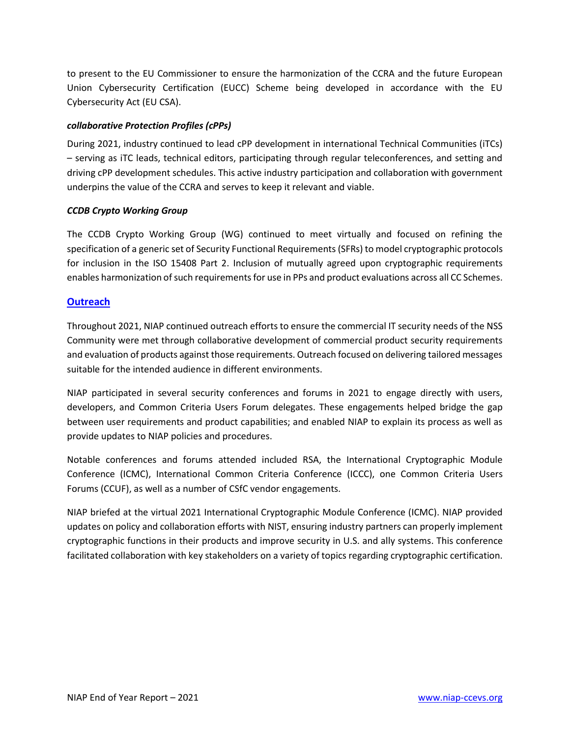to present to the EU Commissioner to ensure the harmonization of the CCRA and the future European Union Cybersecurity Certification (EUCC) Scheme being developed in accordance with the EU Cybersecurity Act (EU CSA).

***collaborative Protection Profiles (cPPs)***

During 2021, industry continued to lead cPP development in international Technical Communities (iTCs) – serving as iTC leads, technical editors, participating through regular teleconferences, and setting and driving cPP development schedules. This active industry participation and collaboration with government underpins the value of the CCRA and serves to keep it relevant and viable.

***CCDB Crypto Working Group***

The CCDB Crypto Working Group (WG) continued to meet virtually and focused on refining the specification of a generic set of Security Functional Requirements (SFRs) to model cryptographic protocols for inclusion in the ISO 15408 Part 2. Inclusion of mutually agreed upon cryptographic requirements enables harmonization of such requirements for use in PPs and product evaluations across all CC Schemes.

## Outreach

Throughout 2021, NIAP continued outreach efforts to ensure the commercial IT security needs of the NSS Community were met through collaborative development of commercial product security requirements and evaluation of products against those requirements. Outreach focused on delivering tailored messages suitable for the intended audience in different environments.

NIAP participated in several security conferences and forums in 2021 to engage directly with users, developers, and Common Criteria Users Forum delegates. These engagements helped bridge the gap between user requirements and product capabilities; and enabled NIAP to explain its process as well as provide updates to NIAP policies and procedures.

Notable conferences and forums attended included RSA, the International Cryptographic Module Conference (ICMC), International Common Criteria Conference (ICCC), one Common Criteria Users Forums (CCUF), as well as a number of CSfC vendor engagements.

NIAP briefed at the virtual 2021 International Cryptographic Module Conference (ICMC). NIAP provided updates on policy and collaboration efforts with NIST, ensuring industry partners can properly implement cryptographic functions in their products and improve security in U.S. and ally systems. This conference facilitated collaboration with key stakeholders on a variety of topics regarding cryptographic certification.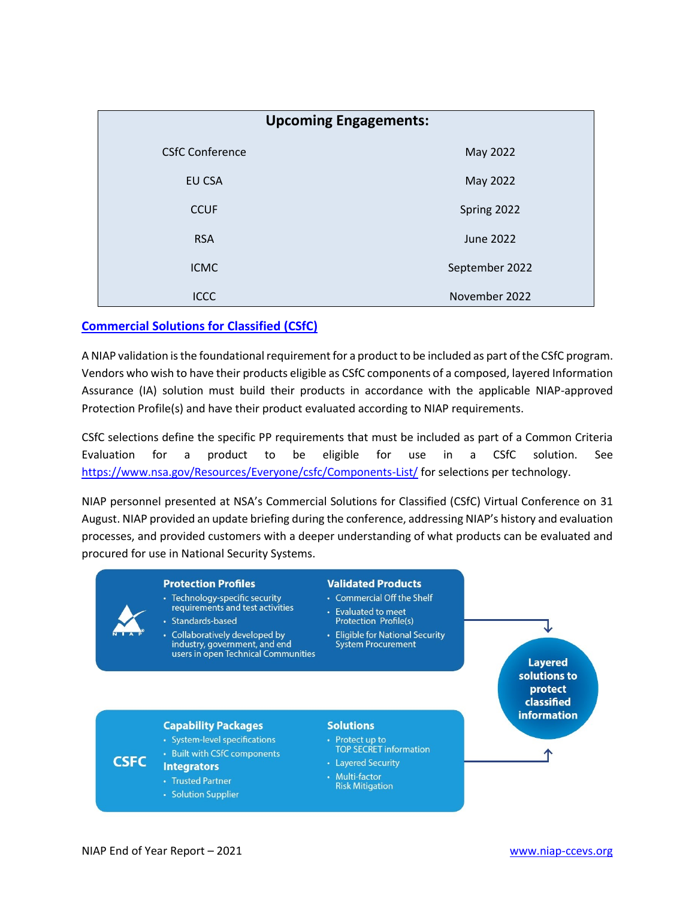| Upcoming Engagements: | |
|---|---|
| CSfC Conference | May 2022 |
| EU CSA | May 2022 |
| CCUF | Spring 2022 |
| RSA | June 2022 |
| ICMC | September 2022 |
| ICCC | November 2022 |

## Commercial Solutions for Classified (CSfC)

A NIAP validation is the foundational requirement for a product to be included as part of the CSfC program. Vendors who wish to have their products eligible as CSfC components of a composed, layered Information Assurance (IA) solution must build their products in accordance with the applicable NIAP-approved Protection Profile(s) and have their product evaluated according to NIAP requirements.

CSfC selections define the specific PP requirements that must be included as part of a Common Criteria Evaluation for a product to be eligible for use in a CSfC solution. See https://www.nsa.gov/Resources/Everyone/csfc/Components-List/ for selections per technology.

NIAP personnel presented at NSA's Commercial Solutions for Classified (CSfC) Virtual Conference on 31 August. NIAP provided an update briefing during the conference, addressing NIAP's history and evaluation processes, and provided customers with a deeper understanding of what products can be evaluated and procured for use in National Security Systems.

**Protection Profiles**
- Technology-specific security requirements and test activities
- Standards-based
- Collaboratively developed by industry, government, and end users in open Technical Communities

**Validated Products**
- Commercial Off the Shelf
- Evaluated to meet Protection Profile(s)
- Eligible for National Security System Procurement

**Layered solutions to protect classified information**

CSFC

**Capability Packages**
- System-level specifications
- Built with CSfC components

**Integrators**
- Trusted Partner
- Solution Supplier

**Solutions**
- Protect up to TOP SECRET information
- Layered Security
- Multi-factor Risk Mitigation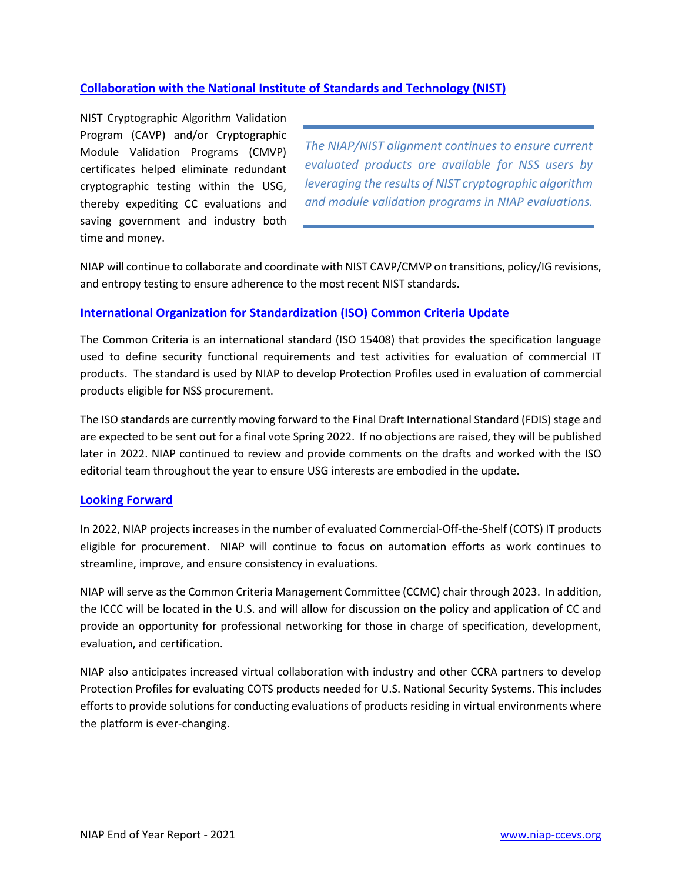## Collaboration with the National Institute of Standards and Technology (NIST)

NIST Cryptographic Algorithm Validation Program (CAVP) and/or Cryptographic Module Validation Programs (CMVP) certificates helped eliminate redundant cryptographic testing within the USG, thereby expediting CC evaluations and saving government and industry both time and money.

> *The NIAP/NIST alignment continues to ensure current evaluated products are available for NSS users by leveraging the results of NIST cryptographic algorithm and module validation programs in NIAP evaluations.*

NIAP will continue to collaborate and coordinate with NIST CAVP/CMVP on transitions, policy/IG revisions, and entropy testing to ensure adherence to the most recent NIST standards.

## International Organization for Standardization (ISO) Common Criteria Update

The Common Criteria is an international standard (ISO 15408) that provides the specification language used to define security functional requirements and test activities for evaluation of commercial IT products. The standard is used by NIAP to develop Protection Profiles used in evaluation of commercial products eligible for NSS procurement.

The ISO standards are currently moving forward to the Final Draft International Standard (FDIS) stage and are expected to be sent out for a final vote Spring 2022. If no objections are raised, they will be published later in 2022. NIAP continued to review and provide comments on the drafts and worked with the ISO editorial team throughout the year to ensure USG interests are embodied in the update.

## Looking Forward

In 2022, NIAP projects increases in the number of evaluated Commercial-Off-the-Shelf (COTS) IT products eligible for procurement. NIAP will continue to focus on automation efforts as work continues to streamline, improve, and ensure consistency in evaluations.

NIAP will serve as the Common Criteria Management Committee (CCMC) chair through 2023. In addition, the ICCC will be located in the U.S. and will allow for discussion on the policy and application of CC and provide an opportunity for professional networking for those in charge of specification, development, evaluation, and certification.

NIAP also anticipates increased virtual collaboration with industry and other CCRA partners to develop Protection Profiles for evaluating COTS products needed for U.S. National Security Systems. This includes efforts to provide solutions for conducting evaluations of products residing in virtual environments where the platform is ever-changing.